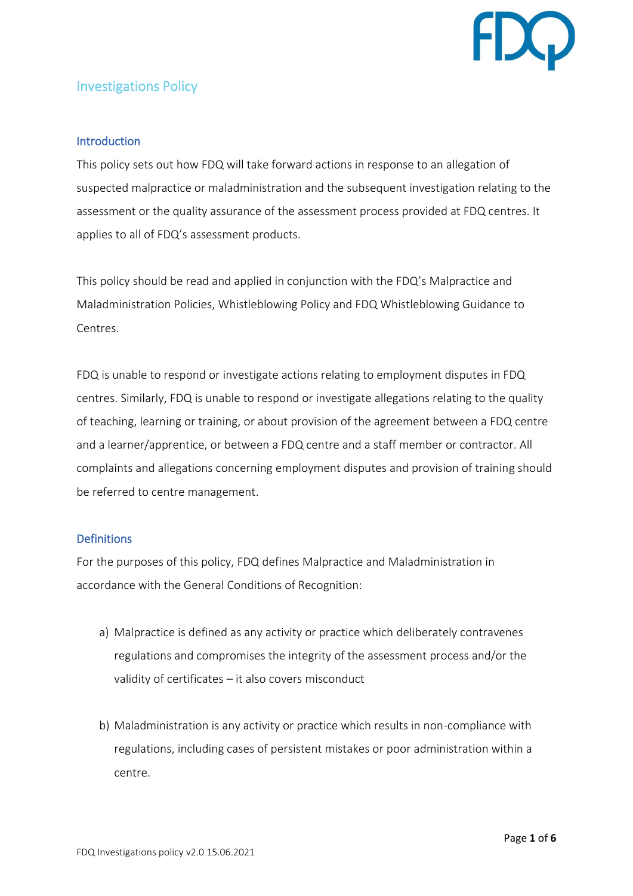# Investigations Policy

## Introduction

This policy sets out how FDQ will take forward actions in response to an allegation of suspected malpractice or maladministration and the subsequent investigation relating to the assessment or the quality assurance of the assessment process provided at FDQ centres. It applies to all of FDQ's assessment products.

This policy should be read and applied in conjunction with the FDQ's Malpractice and Maladministration Policies, Whistleblowing Policy and FDQ Whistleblowing Guidance to Centres.

FDQ is unable to respond or investigate actions relating to employment disputes in FDQ centres. Similarly, FDQ is unable to respond or investigate allegations relating to the quality of teaching, learning or training, or about provision of the agreement between a FDQ centre and a learner/apprentice, or between a FDQ centre and a staff member or contractor. All complaints and allegations concerning employment disputes and provision of training should be referred to centre management.

## Definitions

For the purposes of this policy, FDQ defines Malpractice and Maladministration in accordance with the General Conditions of Recognition:

a) Malpractice is defined as any activity or practice which deliberately contravenes regulations and compromises the integrity of the assessment process and/or the validity of certificates – it also covers misconduct

b) Maladministration is any activity or practice which results in non-compliance with regulations, including cases of persistent mistakes or poor administration within a centre.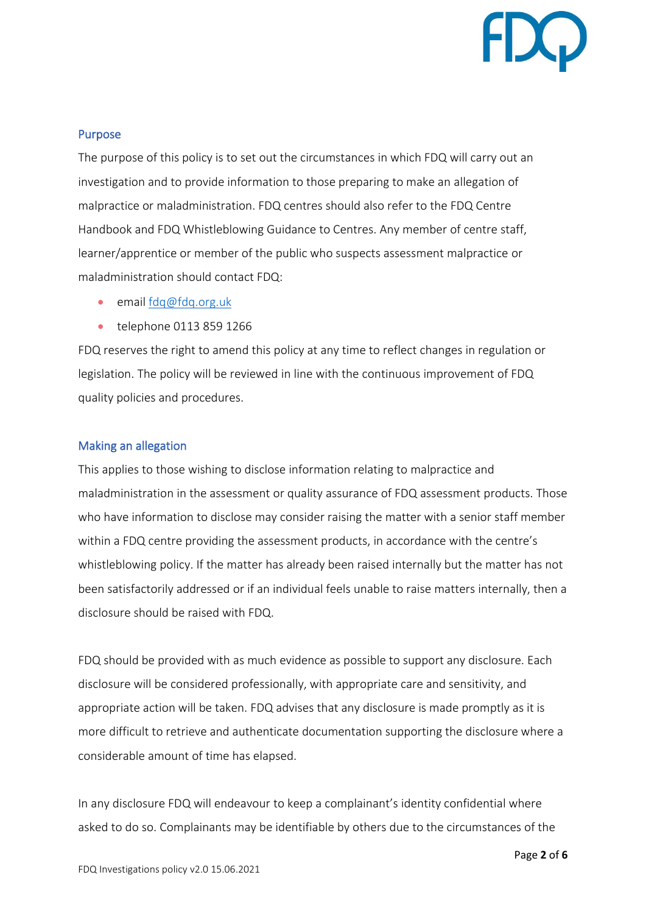## Purpose

The purpose of this policy is to set out the circumstances in which FDQ will carry out an investigation and to provide information to those preparing to make an allegation of malpractice or maladministration. FDQ centres should also refer to the FDQ Centre Handbook and FDQ Whistleblowing Guidance to Centres. Any member of centre staff, learner/apprentice or member of the public who suspects assessment malpractice or maladministration should contact FDQ:

- email fdq@fdq.org.uk
- telephone 0113 859 1266

FDQ reserves the right to amend this policy at any time to reflect changes in regulation or legislation. The policy will be reviewed in line with the continuous improvement of FDQ quality policies and procedures.

## Making an allegation

This applies to those wishing to disclose information relating to malpractice and maladministration in the assessment or quality assurance of FDQ assessment products. Those who have information to disclose may consider raising the matter with a senior staff member within a FDQ centre providing the assessment products, in accordance with the centre's whistleblowing policy. If the matter has already been raised internally but the matter has not been satisfactorily addressed or if an individual feels unable to raise matters internally, then a disclosure should be raised with FDQ.

FDQ should be provided with as much evidence as possible to support any disclosure. Each disclosure will be considered professionally, with appropriate care and sensitivity, and appropriate action will be taken. FDQ advises that any disclosure is made promptly as it is more difficult to retrieve and authenticate documentation supporting the disclosure where a considerable amount of time has elapsed.

In any disclosure FDQ will endeavour to keep a complainant's identity confidential where asked to do so. Complainants may be identifiable by others due to the circumstances of the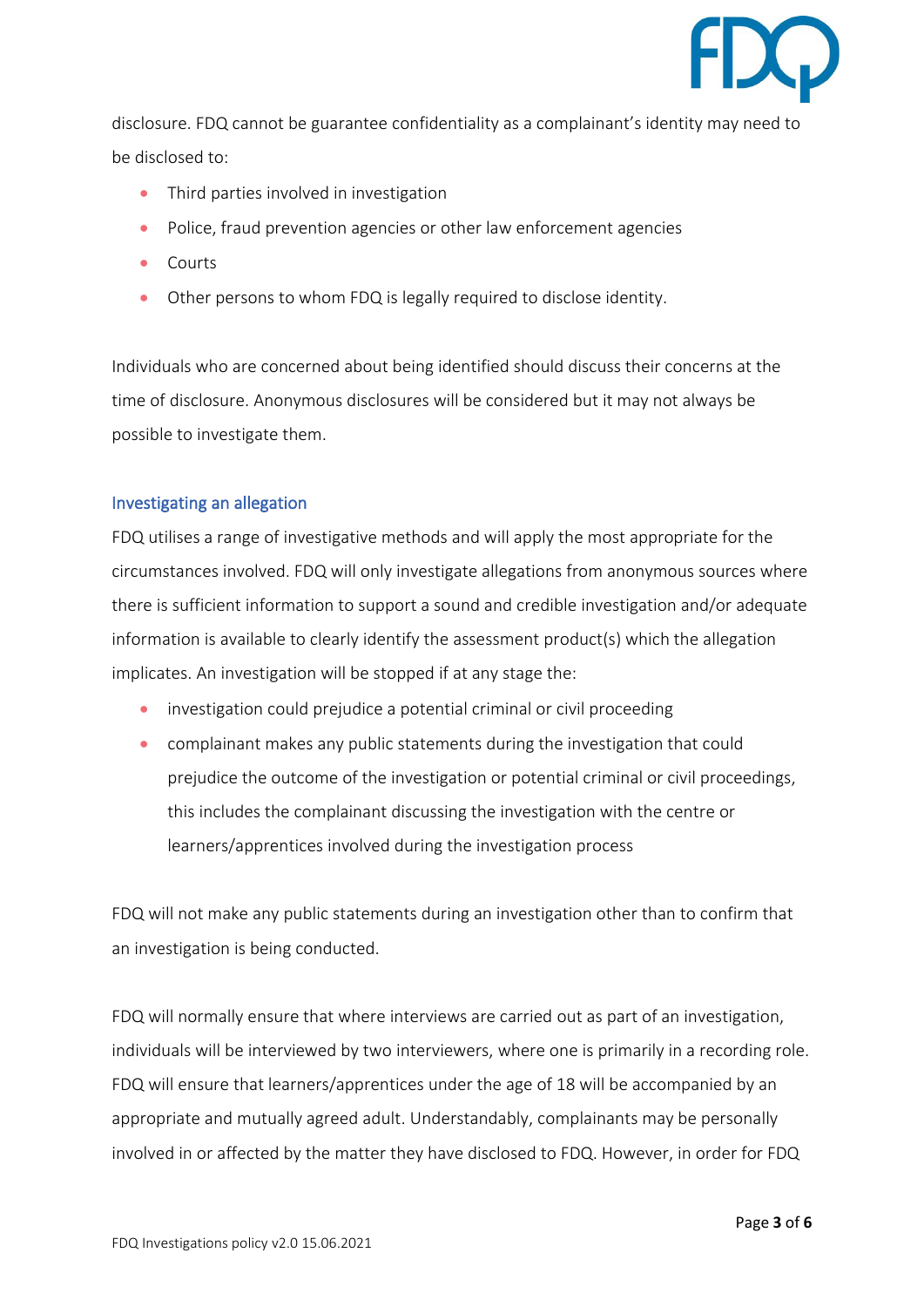disclosure. FDQ cannot be guarantee confidentiality as a complainant's identity may need to be disclosed to:

- Third parties involved in investigation
- Police, fraud prevention agencies or other law enforcement agencies
- Courts
- Other persons to whom FDQ is legally required to disclose identity.

Individuals who are concerned about being identified should discuss their concerns at the time of disclosure. Anonymous disclosures will be considered but it may not always be possible to investigate them.

### Investigating an allegation

FDQ utilises a range of investigative methods and will apply the most appropriate for the circumstances involved. FDQ will only investigate allegations from anonymous sources where there is sufficient information to support a sound and credible investigation and/or adequate information is available to clearly identify the assessment product(s) which the allegation implicates. An investigation will be stopped if at any stage the:

- investigation could prejudice a potential criminal or civil proceeding
- complainant makes any public statements during the investigation that could prejudice the outcome of the investigation or potential criminal or civil proceedings, this includes the complainant discussing the investigation with the centre or learners/apprentices involved during the investigation process

FDQ will not make any public statements during an investigation other than to confirm that an investigation is being conducted.

FDQ will normally ensure that where interviews are carried out as part of an investigation, individuals will be interviewed by two interviewers, where one is primarily in a recording role. FDQ will ensure that learners/apprentices under the age of 18 will be accompanied by an appropriate and mutually agreed adult. Understandably, complainants may be personally involved in or affected by the matter they have disclosed to FDQ. However, in order for FDQ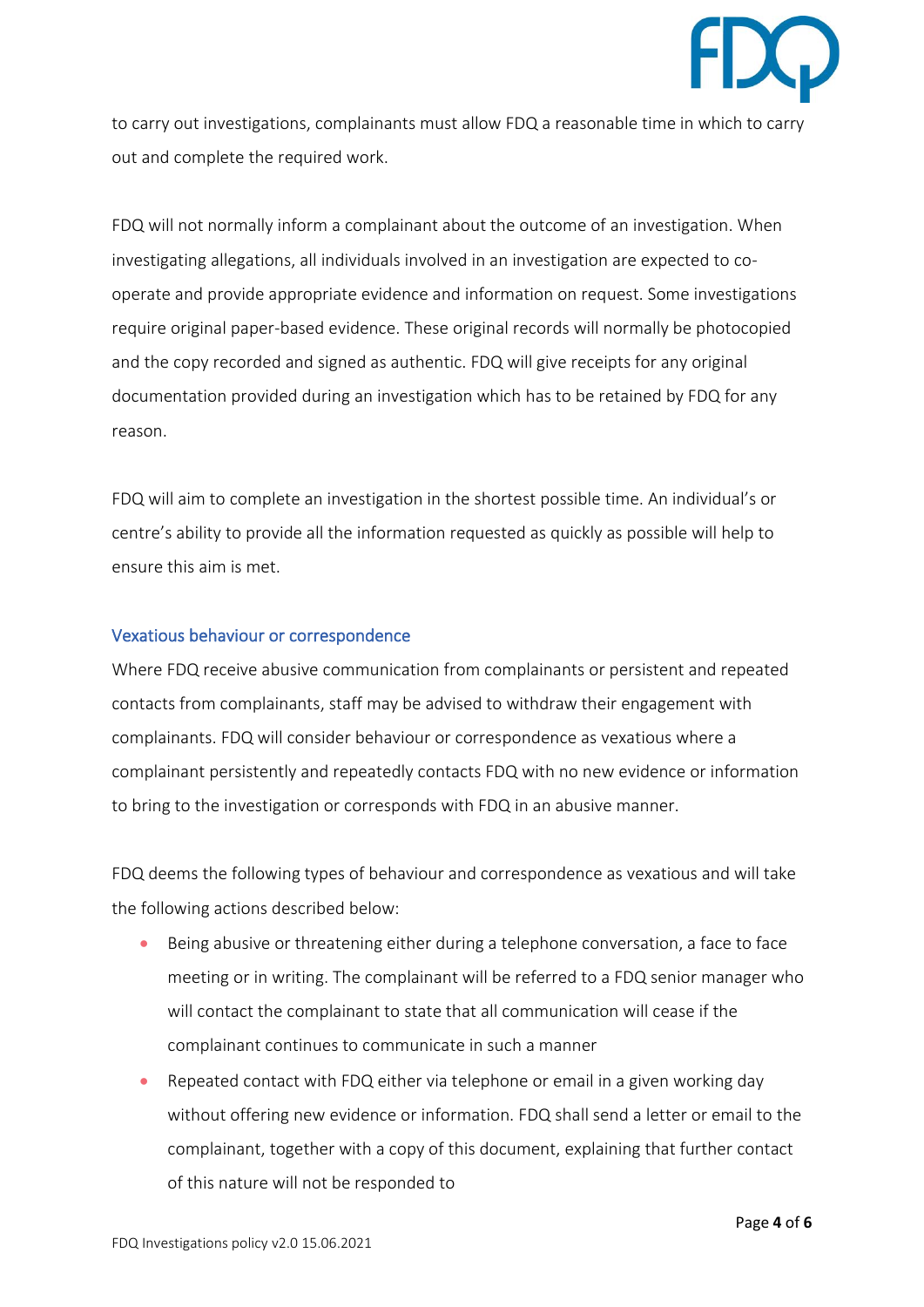to carry out investigations, complainants must allow FDQ a reasonable time in which to carry out and complete the required work.

FDQ will not normally inform a complainant about the outcome of an investigation. When investigating allegations, all individuals involved in an investigation are expected to co-operate and provide appropriate evidence and information on request. Some investigations require original paper-based evidence. These original records will normally be photocopied and the copy recorded and signed as authentic. FDQ will give receipts for any original documentation provided during an investigation which has to be retained by FDQ for any reason.

FDQ will aim to complete an investigation in the shortest possible time. An individual's or centre's ability to provide all the information requested as quickly as possible will help to ensure this aim is met.

### Vexatious behaviour or correspondence

Where FDQ receive abusive communication from complainants or persistent and repeated contacts from complainants, staff may be advised to withdraw their engagement with complainants. FDQ will consider behaviour or correspondence as vexatious where a complainant persistently and repeatedly contacts FDQ with no new evidence or information to bring to the investigation or corresponds with FDQ in an abusive manner.

FDQ deems the following types of behaviour and correspondence as vexatious and will take the following actions described below:

- Being abusive or threatening either during a telephone conversation, a face to face meeting or in writing. The complainant will be referred to a FDQ senior manager who will contact the complainant to state that all communication will cease if the complainant continues to communicate in such a manner
- Repeated contact with FDQ either via telephone or email in a given working day without offering new evidence or information. FDQ shall send a letter or email to the complainant, together with a copy of this document, explaining that further contact of this nature will not be responded to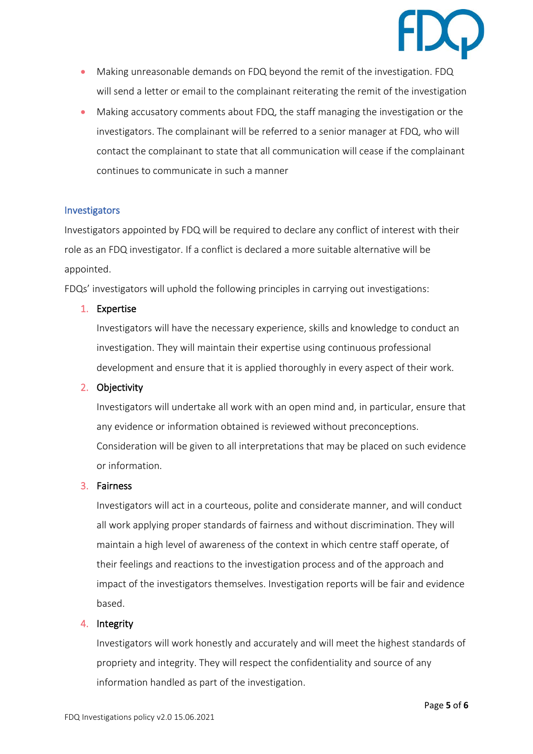- Making unreasonable demands on FDQ beyond the remit of the investigation. FDQ will send a letter or email to the complainant reiterating the remit of the investigation
- Making accusatory comments about FDQ, the staff managing the investigation or the investigators. The complainant will be referred to a senior manager at FDQ, who will contact the complainant to state that all communication will cease if the complainant continues to communicate in such a manner

## Investigators

Investigators appointed by FDQ will be required to declare any conflict of interest with their role as an FDQ investigator. If a conflict is declared a more suitable alternative will be appointed.

FDQs' investigators will uphold the following principles in carrying out investigations:

1. Expertise

   Investigators will have the necessary experience, skills and knowledge to conduct an investigation. They will maintain their expertise using continuous professional development and ensure that it is applied thoroughly in every aspect of their work.

2. Objectivity

   Investigators will undertake all work with an open mind and, in particular, ensure that any evidence or information obtained is reviewed without preconceptions. Consideration will be given to all interpretations that may be placed on such evidence or information.

3. Fairness

   Investigators will act in a courteous, polite and considerate manner, and will conduct all work applying proper standards of fairness and without discrimination. They will maintain a high level of awareness of the context in which centre staff operate, of their feelings and reactions to the investigation process and of the approach and impact of the investigators themselves. Investigation reports will be fair and evidence based.

4. Integrity

   Investigators will work honestly and accurately and will meet the highest standards of propriety and integrity. They will respect the confidentiality and source of any information handled as part of the investigation.

FDQ Investigations policy v2.0 15.06.2021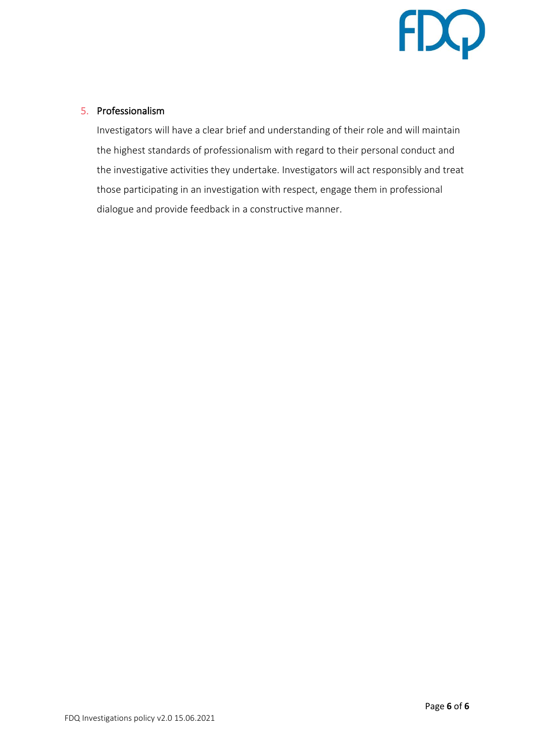5. **Professionalism**

Investigators will have a clear brief and understanding of their role and will maintain the highest standards of professionalism with regard to their personal conduct and the investigative activities they undertake. Investigators will act responsibly and treat those participating in an investigation with respect, engage them in professional dialogue and provide feedback in a constructive manner.